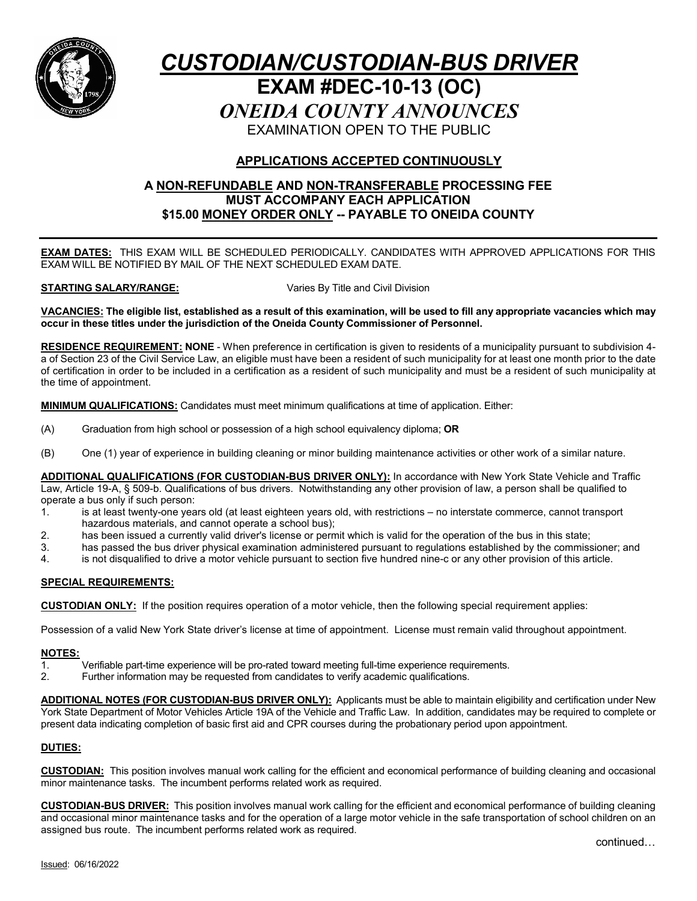# *CUSTODIAN/CUSTODIAN-BUS DRIVER*

## EXAM #DEC-10-13 (OC)

## *ONEIDA COUNTY ANNOUNCES*

EXAMINATION OPEN TO THE PUBLIC

**APPLICATIONS ACCEPTED CONTINUOUSLY**

**A NON-REFUNDABLE AND NON-TRANSFERABLE PROCESSING FEE MUST ACCOMPANY EACH APPLICATION**
**$15.00 MONEY ORDER ONLY -- PAYABLE TO ONEIDA COUNTY**

---

**EXAM DATES:** THIS EXAM WILL BE SCHEDULED PERIODICALLY. CANDIDATES WITH APPROVED APPLICATIONS FOR THIS EXAM WILL BE NOTIFIED BY MAIL OF THE NEXT SCHEDULED EXAM DATE.

**STARTING SALARY/RANGE:** Varies By Title and Civil Division

**VACANCIES: The eligible list, established as a result of this examination, will be used to fill any appropriate vacancies which may occur in these titles under the jurisdiction of the Oneida County Commissioner of Personnel.**

**RESIDENCE REQUIREMENT: NONE** - When preference in certification is given to residents of a municipality pursuant to subdivision 4-a of Section 23 of the Civil Service Law, an eligible must have been a resident of such municipality for at least one month prior to the date of certification in order to be included in a certification as a resident of such municipality and must be a resident of such municipality at the time of appointment.

**MINIMUM QUALIFICATIONS:** Candidates must meet minimum qualifications at time of application. Either:

(A) Graduation from high school or possession of a high school equivalency diploma; **OR**

(B) One (1) year of experience in building cleaning or minor building maintenance activities or other work of a similar nature.

**ADDITIONAL QUALIFICATIONS (FOR CUSTODIAN-BUS DRIVER ONLY):** In accordance with New York State Vehicle and Traffic Law, Article 19-A, § 509-b. Qualifications of bus drivers. Notwithstanding any other provision of law, a person shall be qualified to operate a bus only if such person:

1. is at least twenty-one years old (at least eighteen years old, with restrictions – no interstate commerce, cannot transport hazardous materials, and cannot operate a school bus);
2. has been issued a currently valid driver's license or permit which is valid for the operation of the bus in this state;
3. has passed the bus driver physical examination administered pursuant to regulations established by the commissioner; and
4. is not disqualified to drive a motor vehicle pursuant to section five hundred nine-c or any other provision of this article.

**SPECIAL REQUIREMENTS:**

**CUSTODIAN ONLY:** If the position requires operation of a motor vehicle, then the following special requirement applies:

Possession of a valid New York State driver's license at time of appointment. License must remain valid throughout appointment.

**NOTES:**

1. Verifiable part-time experience will be pro-rated toward meeting full-time experience requirements.
2. Further information may be requested from candidates to verify academic qualifications.

**ADDITIONAL NOTES (FOR CUSTODIAN-BUS DRIVER ONLY):** Applicants must be able to maintain eligibility and certification under New York State Department of Motor Vehicles Article 19A of the Vehicle and Traffic Law. In addition, candidates may be required to complete or present data indicating completion of basic first aid and CPR courses during the probationary period upon appointment.

**DUTIES:**

**CUSTODIAN:** This position involves manual work calling for the efficient and economical performance of building cleaning and occasional minor maintenance tasks. The incumbent performs related work as required.

**CUSTODIAN-BUS DRIVER:** This position involves manual work calling for the efficient and economical performance of building cleaning and occasional minor maintenance tasks and for the operation of a large motor vehicle in the safe transportation of school children on an assigned bus route. The incumbent performs related work as required.

continued…

Issued: 06/16/2022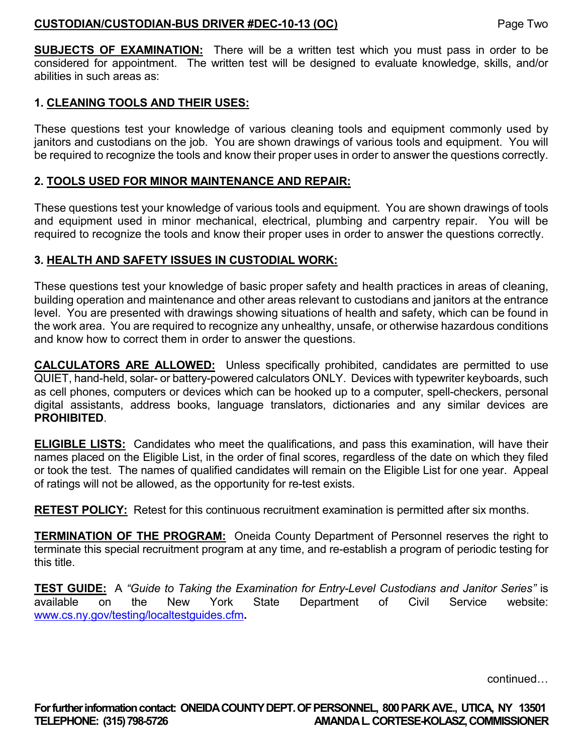**SUBJECTS OF EXAMINATION:** There will be a written test which you must pass in order to be considered for appointment. The written test will be designed to evaluate knowledge, skills, and/or abilities in such areas as:

**1. CLEANING TOOLS AND THEIR USES:**

These questions test your knowledge of various cleaning tools and equipment commonly used by janitors and custodians on the job. You are shown drawings of various tools and equipment. You will be required to recognize the tools and know their proper uses in order to answer the questions correctly.

**2. TOOLS USED FOR MINOR MAINTENANCE AND REPAIR:**

These questions test your knowledge of various tools and equipment. You are shown drawings of tools and equipment used in minor mechanical, electrical, plumbing and carpentry repair. You will be required to recognize the tools and know their proper uses in order to answer the questions correctly.

**3. HEALTH AND SAFETY ISSUES IN CUSTODIAL WORK:**

These questions test your knowledge of basic proper safety and health practices in areas of cleaning, building operation and maintenance and other areas relevant to custodians and janitors at the entrance level. You are presented with drawings showing situations of health and safety, which can be found in the work area. You are required to recognize any unhealthy, unsafe, or otherwise hazardous conditions and know how to correct them in order to answer the questions.

**CALCULATORS ARE ALLOWED:** Unless specifically prohibited, candidates are permitted to use QUIET, hand-held, solar- or battery-powered calculators ONLY. Devices with typewriter keyboards, such as cell phones, computers or devices which can be hooked up to a computer, spell-checkers, personal digital assistants, address books, language translators, dictionaries and any similar devices are **PROHIBITED**.

**ELIGIBLE LISTS:** Candidates who meet the qualifications, and pass this examination, will have their names placed on the Eligible List, in the order of final scores, regardless of the date on which they filed or took the test. The names of qualified candidates will remain on the Eligible List for one year. Appeal of ratings will not be allowed, as the opportunity for re-test exists.

**RETEST POLICY:** Retest for this continuous recruitment examination is permitted after six months.

**TERMINATION OF THE PROGRAM:** Oneida County Department of Personnel reserves the right to terminate this special recruitment program at any time, and re-establish a program of periodic testing for this title.

**TEST GUIDE:** A *"Guide to Taking the Examination for Entry-Level Custodians and Janitor Series"* is available on the New York State Department of Civil Service website: www.cs.ny.gov/testing/localtestguides.cfm.

continued…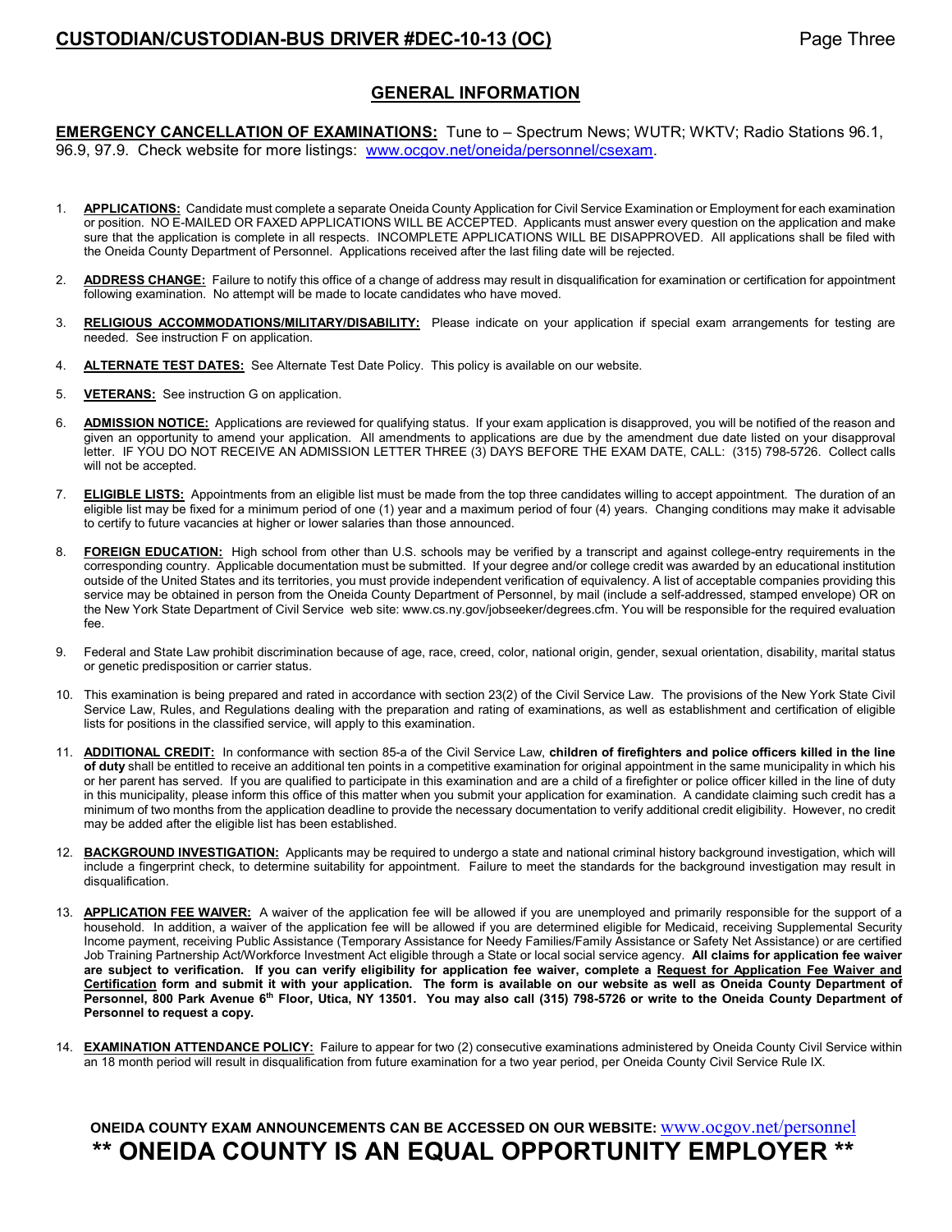## GENERAL INFORMATION

**EMERGENCY CANCELLATION OF EXAMINATIONS:** Tune to – Spectrum News; WUTR; WKTV; Radio Stations 96.1, 96.9, 97.9. Check website for more listings: www.ocgov.net/oneida/personnel/csexam.

1. **APPLICATIONS:** Candidate must complete a separate Oneida County Application for Civil Service Examination or Employment for each examination or position. NO E-MAILED OR FAXED APPLICATIONS WILL BE ACCEPTED. Applicants must answer every question on the application and make sure that the application is complete in all respects. INCOMPLETE APPLICATIONS WILL BE DISAPPROVED. All applications shall be filed with the Oneida County Department of Personnel. Applications received after the last filing date will be rejected.

2. **ADDRESS CHANGE:** Failure to notify this office of a change of address may result in disqualification for examination or certification for appointment following examination. No attempt will be made to locate candidates who have moved.

3. **RELIGIOUS ACCOMMODATIONS/MILITARY/DISABILITY:** Please indicate on your application if special exam arrangements for testing are needed. See instruction F on application.

4. **ALTERNATE TEST DATES:** See Alternate Test Date Policy. This policy is available on our website.

5. **VETERANS:** See instruction G on application.

6. **ADMISSION NOTICE:** Applications are reviewed for qualifying status. If your exam application is disapproved, you will be notified of the reason and given an opportunity to amend your application. All amendments to applications are due by the amendment due date listed on your disapproval letter. IF YOU DO NOT RECEIVE AN ADMISSION LETTER THREE (3) DAYS BEFORE THE EXAM DATE, CALL: (315) 798-5726. Collect calls will not be accepted.

7. **ELIGIBLE LISTS:** Appointments from an eligible list must be made from the top three candidates willing to accept appointment. The duration of an eligible list may be fixed for a minimum period of one (1) year and a maximum period of four (4) years. Changing conditions may make it advisable to certify to future vacancies at higher or lower salaries than those announced.

8. **FOREIGN EDUCATION:** High school from other than U.S. schools may be verified by a transcript and against college-entry requirements in the corresponding country. Applicable documentation must be submitted. If your degree and/or college credit was awarded by an educational institution outside of the United States and its territories, you must provide independent verification of equivalency. A list of acceptable companies providing this service may be obtained in person from the Oneida County Department of Personnel, by mail (include a self-addressed, stamped envelope) OR on the New York State Department of Civil Service web site: www.cs.ny.gov/jobseeker/degrees.cfm. You will be responsible for the required evaluation fee.

9. Federal and State Law prohibit discrimination because of age, race, creed, color, national origin, gender, sexual orientation, disability, marital status or genetic predisposition or carrier status.

10. This examination is being prepared and rated in accordance with section 23(2) of the Civil Service Law. The provisions of the New York State Civil Service Law, Rules, and Regulations dealing with the preparation and rating of examinations, as well as establishment and certification of eligible lists for positions in the classified service, will apply to this examination.

11. **ADDITIONAL CREDIT:** In conformance with section 85-a of the Civil Service Law, **children of firefighters and police officers killed in the line of duty** shall be entitled to receive an additional ten points in a competitive examination for original appointment in the same municipality in which his or her parent has served. If you are qualified to participate in this examination and are a child of a firefighter or police officer killed in the line of duty in this municipality, please inform this office of this matter when you submit your application for examination. A candidate claiming such credit has a minimum of two months from the application deadline to provide the necessary documentation to verify additional credit eligibility. However, no credit may be added after the eligible list has been established.

12. **BACKGROUND INVESTIGATION:** Applicants may be required to undergo a state and national criminal history background investigation, which will include a fingerprint check, to determine suitability for appointment. Failure to meet the standards for the background investigation may result in disqualification.

13. **APPLICATION FEE WAIVER:** A waiver of the application fee will be allowed if you are unemployed and primarily responsible for the support of a household. In addition, a waiver of the application fee will be allowed if you are determined eligible for Medicaid, receiving Supplemental Security Income payment, receiving Public Assistance (Temporary Assistance for Needy Families/Family Assistance or Safety Net Assistance) or are certified Job Training Partnership Act/Workforce Investment Act eligible through a State or local social service agency. **All claims for application fee waiver are subject to verification. If you can verify eligibility for application fee waiver, complete a Request for Application Fee Waiver and Certification form and submit it with your application. The form is available on our website as well as Oneida County Department of Personnel, 800 Park Avenue 6th Floor, Utica, NY 13501. You may also call (315) 798-5726 or write to the Oneida County Department of Personnel to request a copy.**

14. **EXAMINATION ATTENDANCE POLICY:** Failure to appear for two (2) consecutive examinations administered by Oneida County Civil Service within an 18 month period will result in disqualification from future examination for a two year period, per Oneida County Civil Service Rule IX.

**ONEIDA COUNTY EXAM ANNOUNCEMENTS CAN BE ACCESSED ON OUR WEBSITE:** www.ocgov.net/personnel

**\*\* ONEIDA COUNTY IS AN EQUAL OPPORTUNITY EMPLOYER \*\***